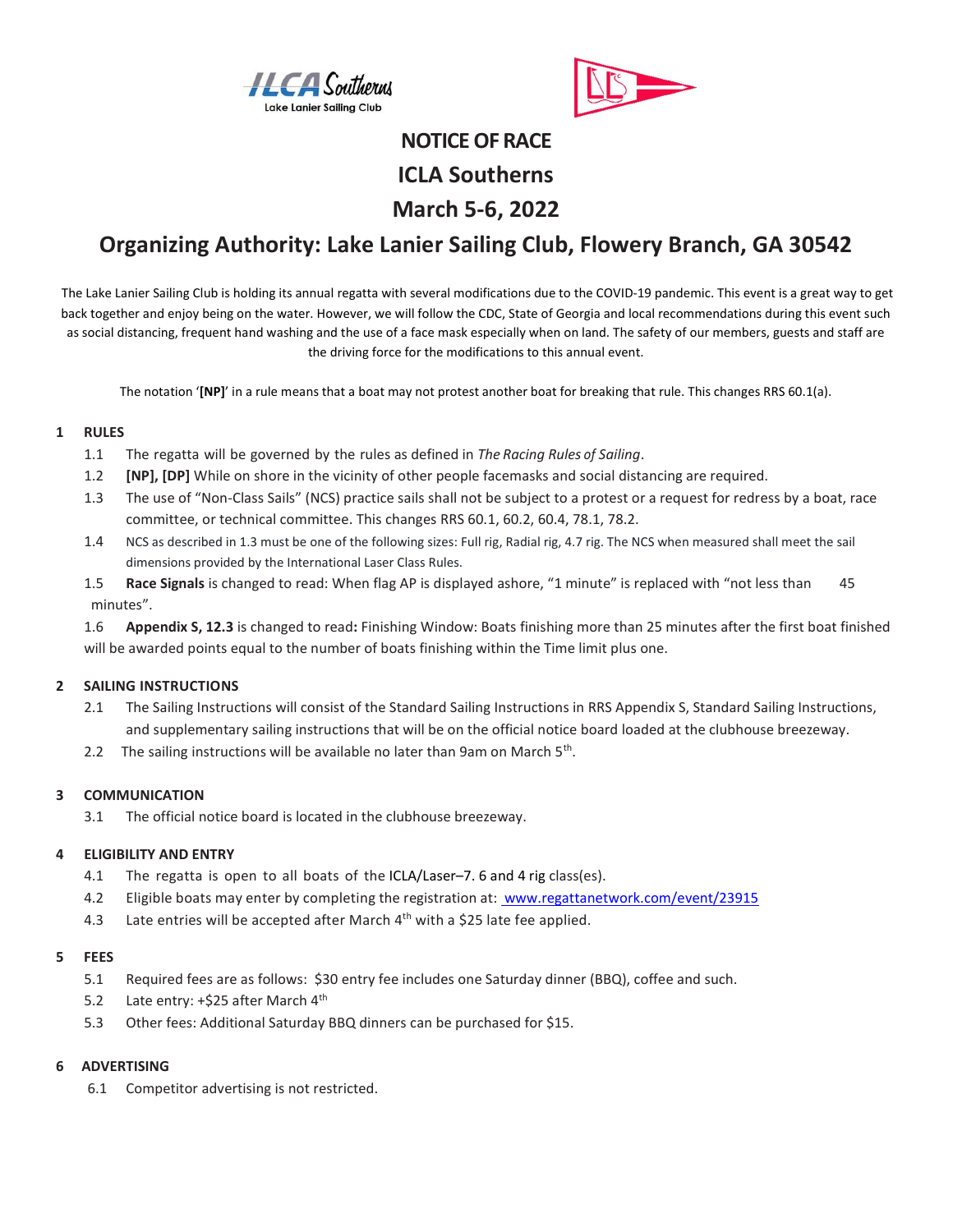# NOTICE OF RACE

# ICLA Southerns

# March 5-6, 2022

# Organizing Authority: Lake Lanier Sailing Club, Flowery Branch, GA 30542

The Lake Lanier Sailing Club is holding its annual regatta with several modifications due to the COVID-19 pandemic. This event is a great way to get back together and enjoy being on the water. However, we will follow the CDC, State of Georgia and local recommendations during this event such as social distancing, frequent hand washing and the use of a face mask especially when on land. The safety of our members, guests and staff are the driving force for the modifications to this annual event.

The notation '**[NP]**' in a rule means that a boat may not protest another boat for breaking that rule. This changes RRS 60.1(a).

## 1 RULES

1.1 The regatta will be governed by the rules as defined in *The Racing Rules of Sailing*.

1.2 **[NP], [DP]** While on shore in the vicinity of other people facemasks and social distancing are required.

1.3 The use of "Non-Class Sails" (NCS) practice sails shall not be subject to a protest or a request for redress by a boat, race committee, or technical committee. This changes RRS 60.1, 60.2, 60.4, 78.1, 78.2.

1.4 NCS as described in 1.3 must be one of the following sizes: Full rig, Radial rig, 4.7 rig. The NCS when measured shall meet the sail dimensions provided by the International Laser Class Rules.

1.5 **Race Signals** is changed to read: When flag AP is displayed ashore, "1 minute" is replaced with "not less than 45 minutes".

1.6 **Appendix S, 12.3** is changed to read**:** Finishing Window: Boats finishing more than 25 minutes after the first boat finished will be awarded points equal to the number of boats finishing within the Time limit plus one.

## 2 SAILING INSTRUCTIONS

2.1 The Sailing Instructions will consist of the Standard Sailing Instructions in RRS Appendix S, Standard Sailing Instructions, and supplementary sailing instructions that will be on the official notice board loaded at the clubhouse breezeway.

2.2 The sailing instructions will be available no later than 9am on March 5th.

## 3 COMMUNICATION

3.1 The official notice board is located in the clubhouse breezeway.

## 4 ELIGIBILITY AND ENTRY

4.1 The regatta is open to all boats of the ICLA/Laser–7. 6 and 4 rig class(es).

4.2 Eligible boats may enter by completing the registration at: www.regattanetwork.com/event/23915

4.3 Late entries will be accepted after March 4th with a $25 late fee applied.

## 5 FEES

5.1 Required fees are as follows: $30 entry fee includes one Saturday dinner (BBQ), coffee and such.

5.2 Late entry: +$25 after March 4th

5.3 Other fees: Additional Saturday BBQ dinners can be purchased for $15.

## 6 ADVERTISING

6.1 Competitor advertising is not restricted.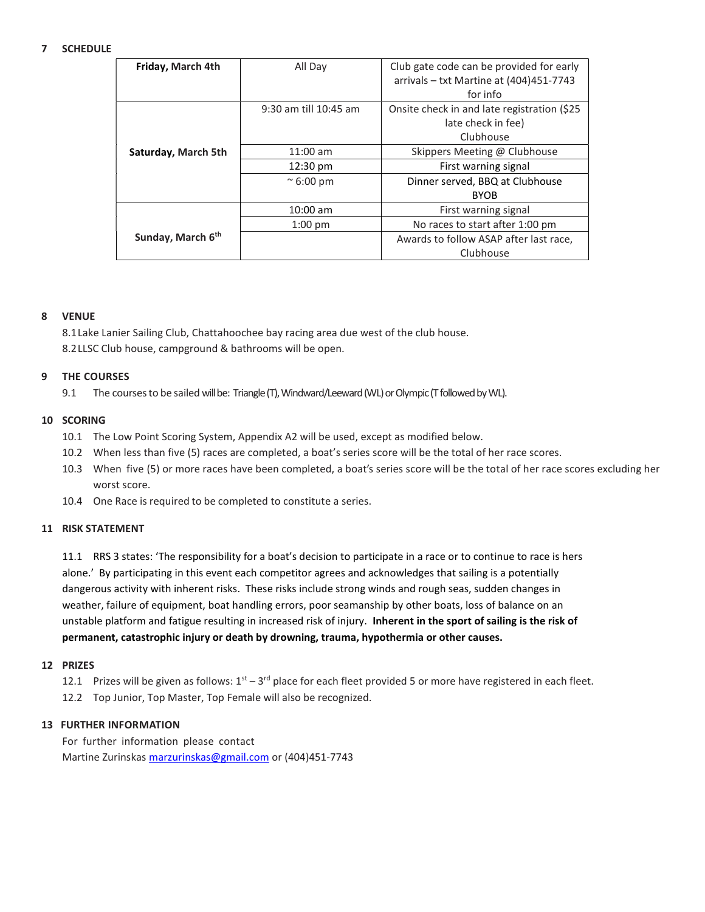## 7 SCHEDULE

| | | |
|---|---|---|
| **Friday, March 4th** | All Day | Club gate code can be provided for early arrivals – txt Martine at (404)451-7743 for info |
| **Saturday, March 5th** | 9:30 am till 10:45 am | Onsite check in and late registration ($25 late check in fee) Clubhouse |
| | 11:00 am | Skippers Meeting @ Clubhouse |
| | 12:30 pm | First warning signal |
| | ~ 6:00 pm | Dinner served, BBQ at Clubhouse BYOB |
| **Sunday, March 6th** | 10:00 am | First warning signal |
| | 1:00 pm | No races to start after 1:00 pm |
| | | Awards to follow ASAP after last race, Clubhouse |

## 8 VENUE

8.1 Lake Lanier Sailing Club, Chattahoochee bay racing area due west of the club house.

8.2 LLSC Club house, campground & bathrooms will be open.

## 9 THE COURSES

9.1 The courses to be sailed will be: Triangle (T), Windward/Leeward (WL) or Olympic (T followed by WL).

## 10 SCORING

10.1 The Low Point Scoring System, Appendix A2 will be used, except as modified below.

10.2 When less than five (5) races are completed, a boat's series score will be the total of her race scores.

10.3 When five (5) or more races have been completed, a boat's series score will be the total of her race scores excluding her worst score.

10.4 One Race is required to be completed to constitute a series.

## 11 RISK STATEMENT

11.1 RRS 3 states: 'The responsibility for a boat's decision to participate in a race or to continue to race is hers alone.' By participating in this event each competitor agrees and acknowledges that sailing is a potentially dangerous activity with inherent risks. These risks include strong winds and rough seas, sudden changes in weather, failure of equipment, boat handling errors, poor seamanship by other boats, loss of balance on an unstable platform and fatigue resulting in increased risk of injury. **Inherent in the sport of sailing is the risk of permanent, catastrophic injury or death by drowning, trauma, hypothermia or other causes.**

## 12 PRIZES

12.1 Prizes will be given as follows: 1st – 3rd place for each fleet provided 5 or more have registered in each fleet.

12.2 Top Junior, Top Master, Top Female will also be recognized.

## 13 FURTHER INFORMATION

For further information please contact
Martine Zurinskas marzurinskas@gmail.com or (404)451-7743